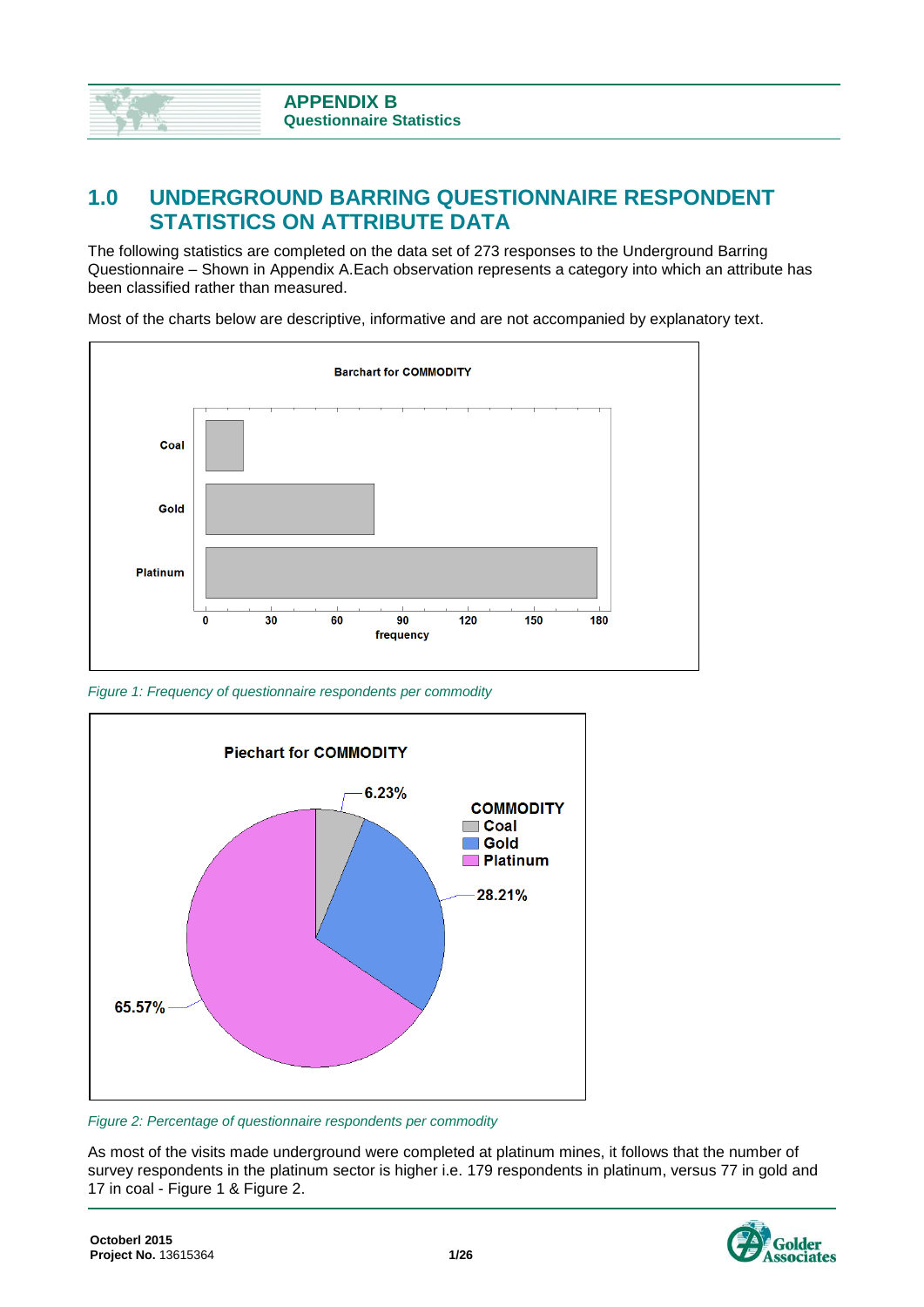# APPENDIX B
## Questionnaire Statistics

## 1.0 UNDERGROUND BARRING QUESTIONNAIRE RESPONDENT STATISTICS ON ATTRIBUTE DATA

The following statistics are completed on the data set of 273 responses to the Underground Barring Questionnaire – Shown in Appendix A.Each observation represents a category into which an attribute has been classified rather than measured.

Most of the charts below are descriptive, informative and are not accompanied by explanatory text.

*Figure 1: Frequency of questionnaire respondents per commodity*

*Figure 2: Percentage of questionnaire respondents per commodity*

As most of the visits made underground were completed at platinum mines, it follows that the number of survey respondents in the platinum sector is higher i.e. 179 respondents in platinum, versus 77 in gold and 17 in coal - Figure 1 & Figure 2.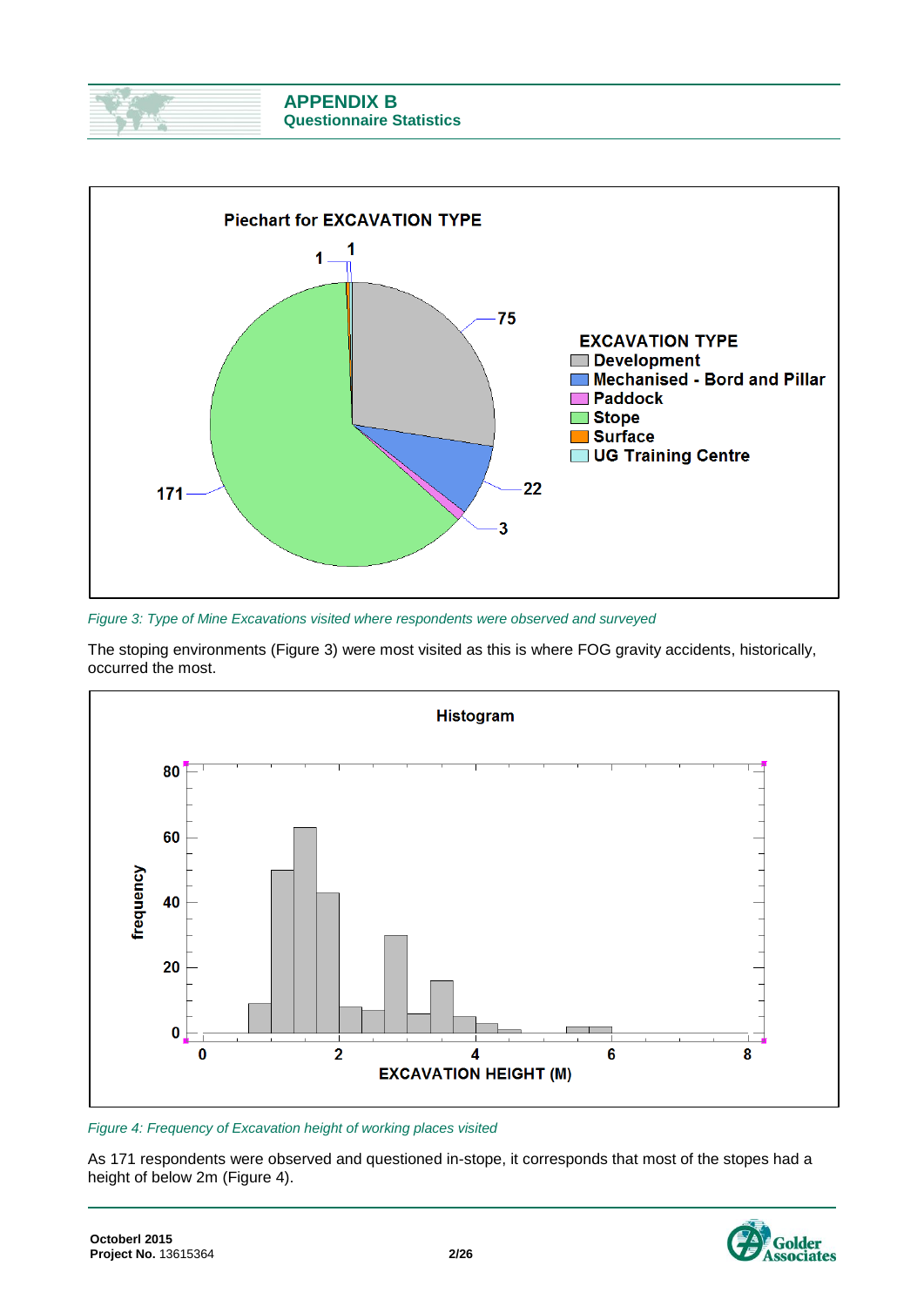Figure 3: Type of Mine Excavations visited where respondents were observed and surveyed

The stoping environments (Figure 3) were most visited as this is where FOG gravity accidents, historically, occurred the most.

Figure 4: Frequency of Excavation height of working places visited

As 171 respondents were observed and questioned in-stope, it corresponds that most of the stopes had a height of below 2m (Figure 4).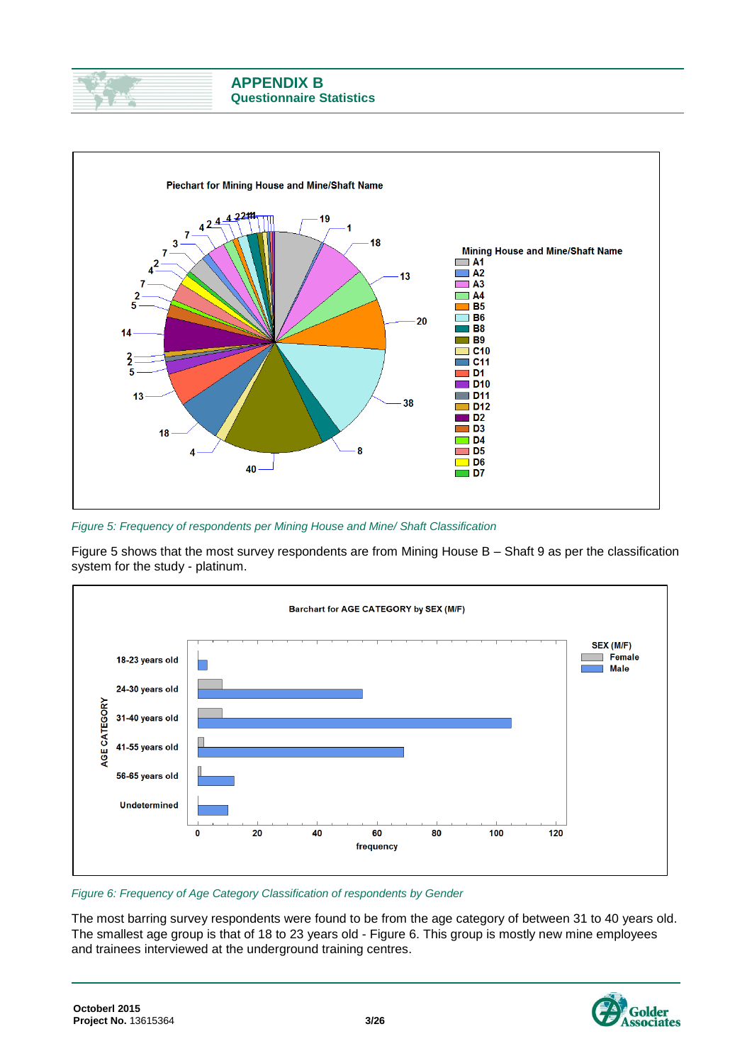# APPENDIX B
## Questionnaire Statistics

Figure 5: Frequency of respondents per Mining House and Mine/ Shaft Classification

Figure 5 shows that the most survey respondents are from Mining House B – Shaft 9 as per the classification system for the study - platinum.

Figure 6: Frequency of Age Category Classification of respondents by Gender

The most barring survey respondents were found to be from the age category of between 31 to 40 years old. The smallest age group is that of 18 to 23 years old - Figure 6. This group is mostly new mine employees and trainees interviewed at the underground training centres.

Octoberl 2015
**Project No.** 13615364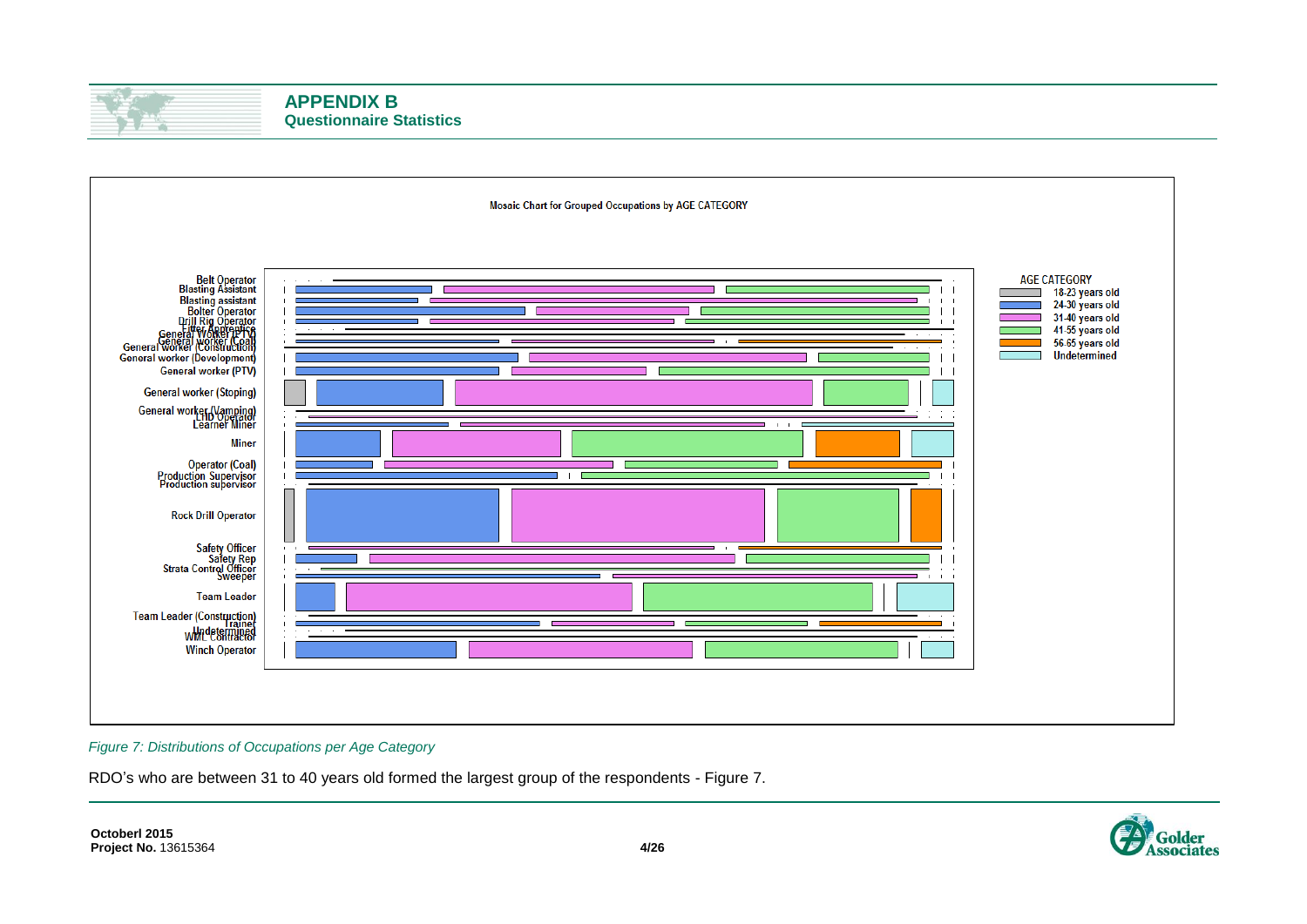## APPENDIX B
### Questionnaire Statistics

Mosaic Chart for Grouped Occupations by AGE CATEGORY

Belt Operator
Blasting Assistant
Blasting assistant
Bolter Operator
Drill Rig Operator
Fitter Apprentice
General Worker (PTV)
General worker (Coal)
General worker (Construction)
General worker (Development)
General worker (PTV)
General worker (Stoping)
General worker (Vamping)
LHD Operator
Learner Miner
Miner
Operator (Coal)
Production Supervisor
Production supervisor
Rock Drill Operator
Safety Officer
Safety Rep
Strata Control Officer
Sweeper
Team Leader
Team Leader (Construction)
Trainer
Undetermined
WML Contractor
Winch Operator

AGE CATEGORY
- 18-23 years old
- 24-30 years old
- 31-40 years old
- 41-55 years old
- 56-65 years old
- Undetermined

*Figure 7: Distributions of Occupations per Age Category*

RDO's who are between 31 to 40 years old formed the largest group of the respondents - Figure 7.

**Octoberl 2015**
**Project No.** 13615364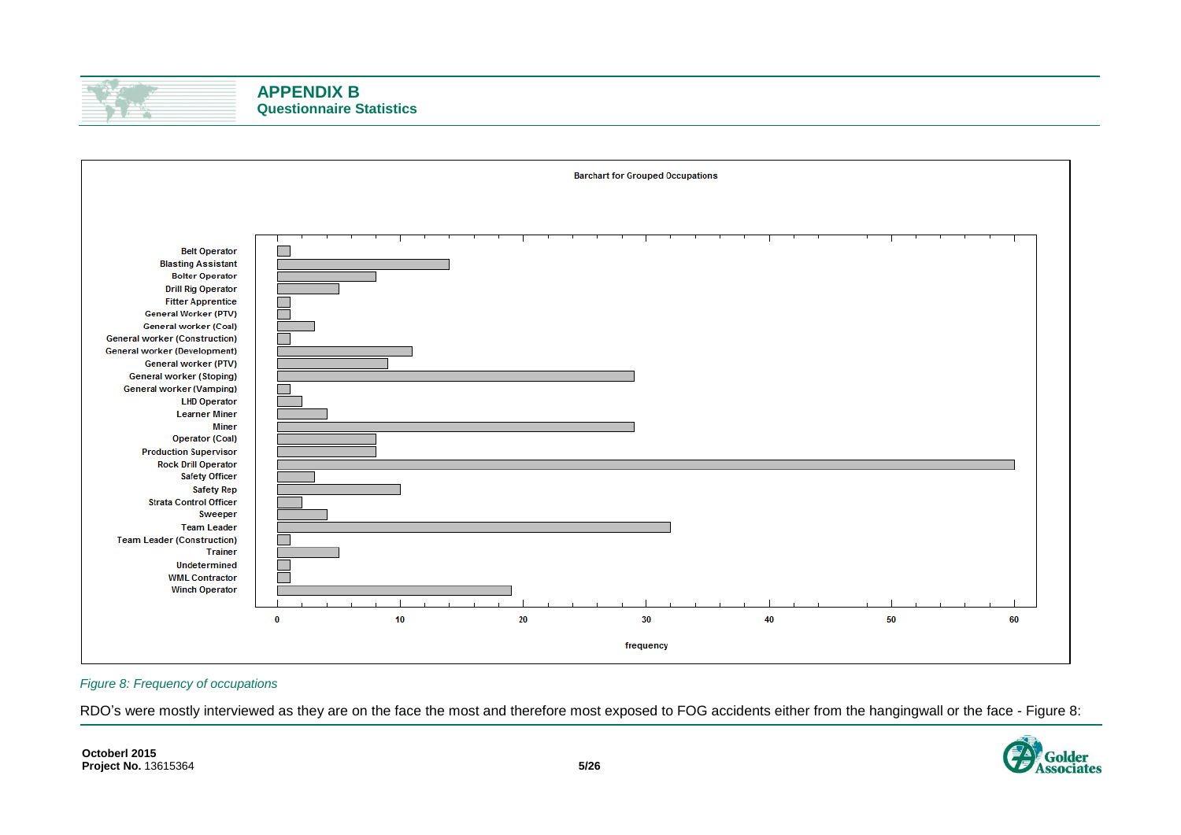**Barchart for Grouped Occupations**

| Occupation | frequency |
|---|---|
| Belt Operator | 1 |
| Blasting Assistant | 14 |
| Bolter Operator | 8 |
| Drill Rig Operator | 5 |
| Fitter Apprentice | 1 |
| General Worker (PTV) | 1 |
| General worker (Coal) | 3 |
| General worker (Construction) | 1 |
| General worker (Development) | 11 |
| General worker (PTV) | 9 |
| General worker (Stoping) | 29 |
| General worker (Vamping) | 1 |
| LHD Operator | 2 |
| Learner Miner | 4 |
| Miner | 29 |
| Operator (Coal) | 8 |
| Production Supervisor | 8 |
| Rock Drill Operator | 60 |
| Safety Officer | 3 |
| Safety Rep | 10 |
| Strata Control Officer | 2 |
| Sweeper | 4 |
| Team Leader | 32 |
| Team Leader (Construction) | 1 |
| Trainer | 5 |
| Undetermined | 1 |
| WML Contractor | 1 |
| Winch Operator | 19 |

*Figure 8: Frequency of occupations*

RDO's were mostly interviewed as they are on the face the most and therefore most exposed to FOG accidents either from the hangingwall or the face - Figure 8: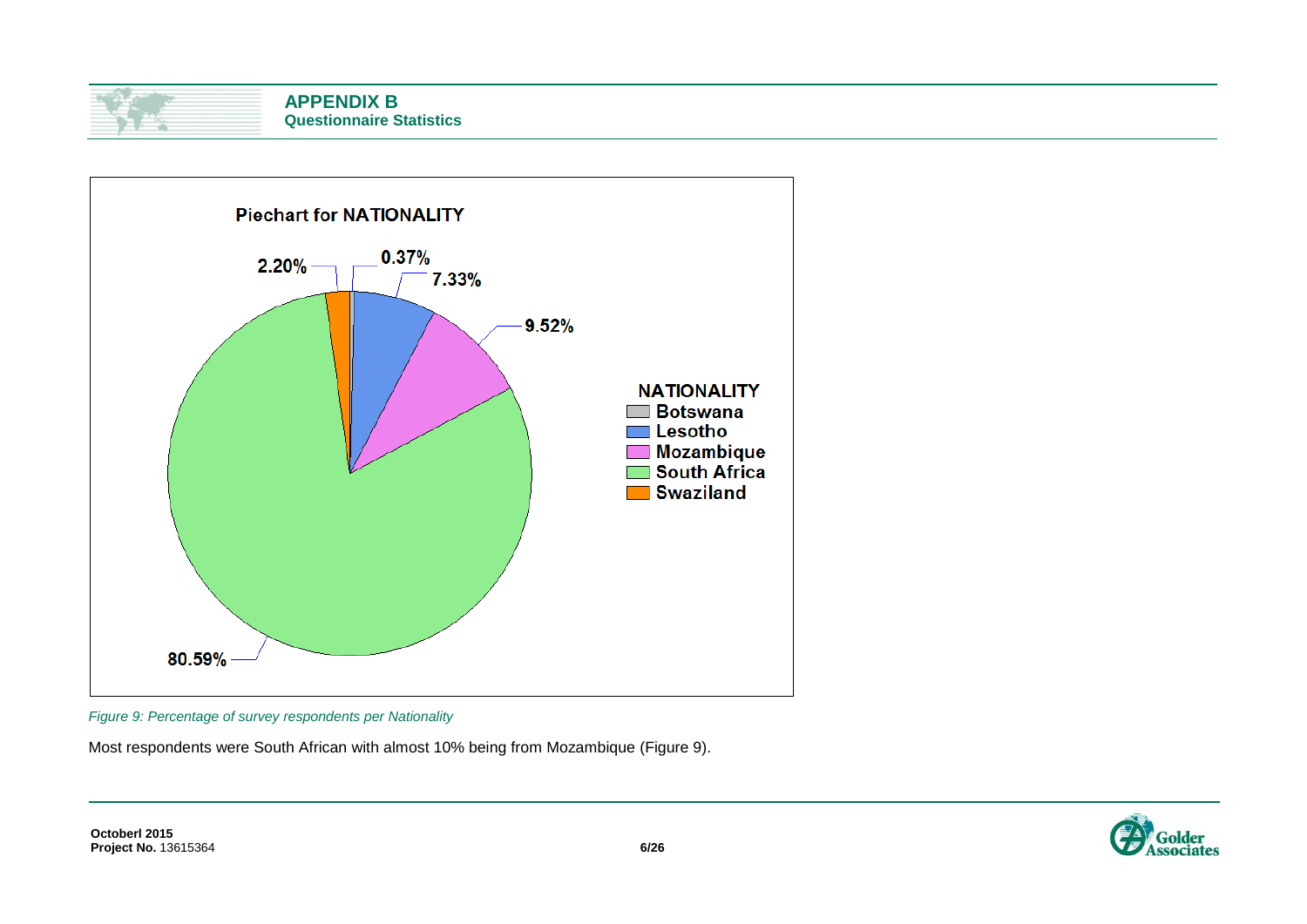## APPENDIX B
### Questionnaire Statistics

**Piechart for NATIONALITY**

| NATIONALITY | Percentage |
|---|---|
| Botswana | 0.37% |
| Lesotho | 7.33% |
| Mozambique | 9.52% |
| South Africa | 80.59% |
| Swaziland | 2.20% |

*Figure 9: Percentage of survey respondents per Nationality*

Most respondents were South African with almost 10% being from Mozambique (Figure 9).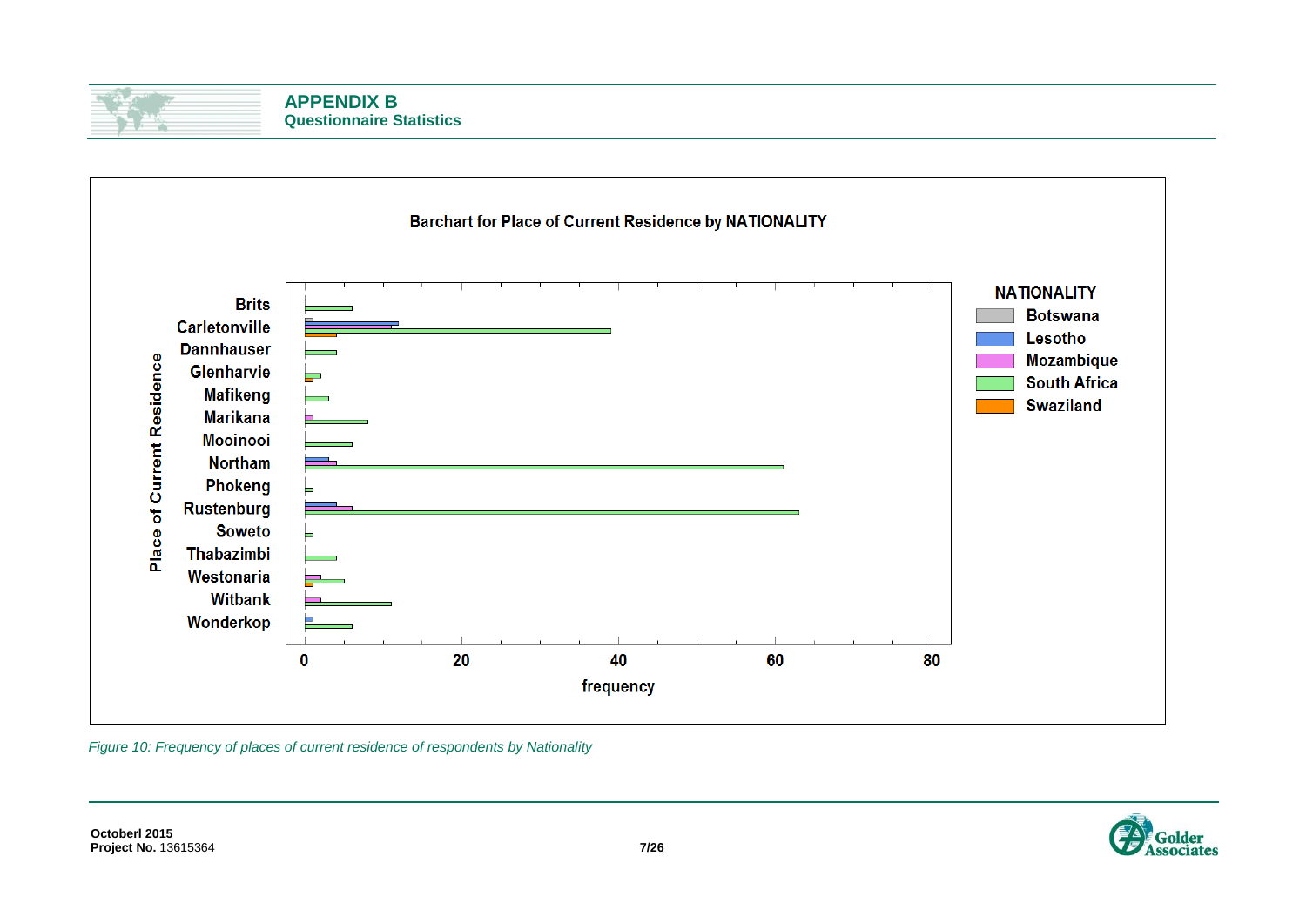## APPENDIX B
### Questionnaire Statistics

*Figure 10: Frequency of places of current residence of respondents by Nationality*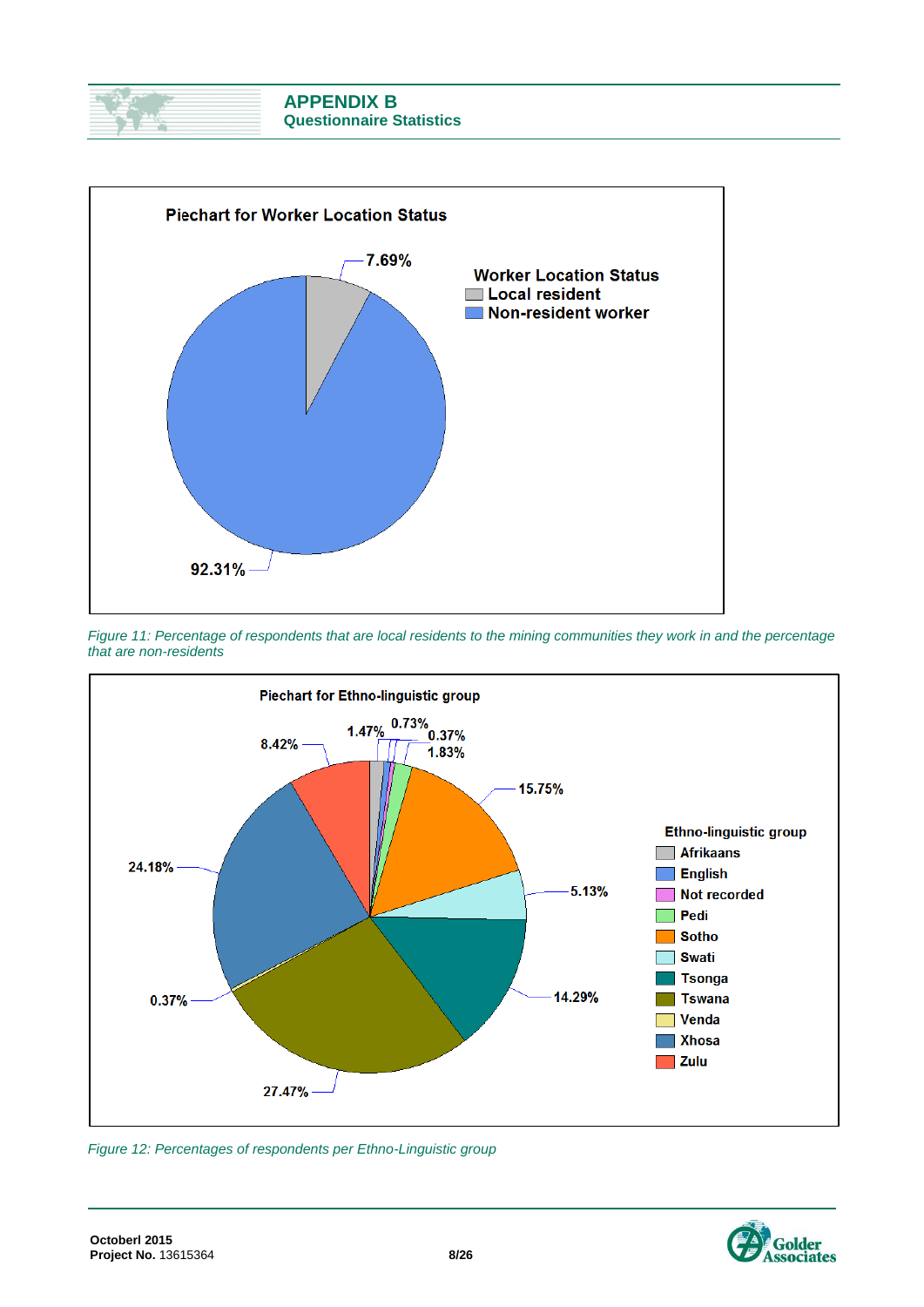## APPENDIX B

### Questionnaire Statistics

**Piechart for Worker Location Status**

Worker Location Status
- Local resident: 7.69%
- Non-resident worker: 92.31%

*Figure 11: Percentage of respondents that are local residents to the mining communities they work in and the percentage that are non-residents*

**Piechart for Ethno-linguistic group**

| Ethno-linguistic group | Percentage |
|---|---|
| Afrikaans | 1.47% |
| English | 0.73% |
| Not recorded | 0.37% |
| Pedi | 1.83% |
| Sotho | 15.75% |
| Swati | 5.13% |
| Tsonga | 14.29% |
| Tswana | 27.47% |
| Venda | 0.37% |
| Xhosa | 24.18% |
| Zulu | 8.42% |

*Figure 12: Percentages of respondents per Ethno-Linguistic group*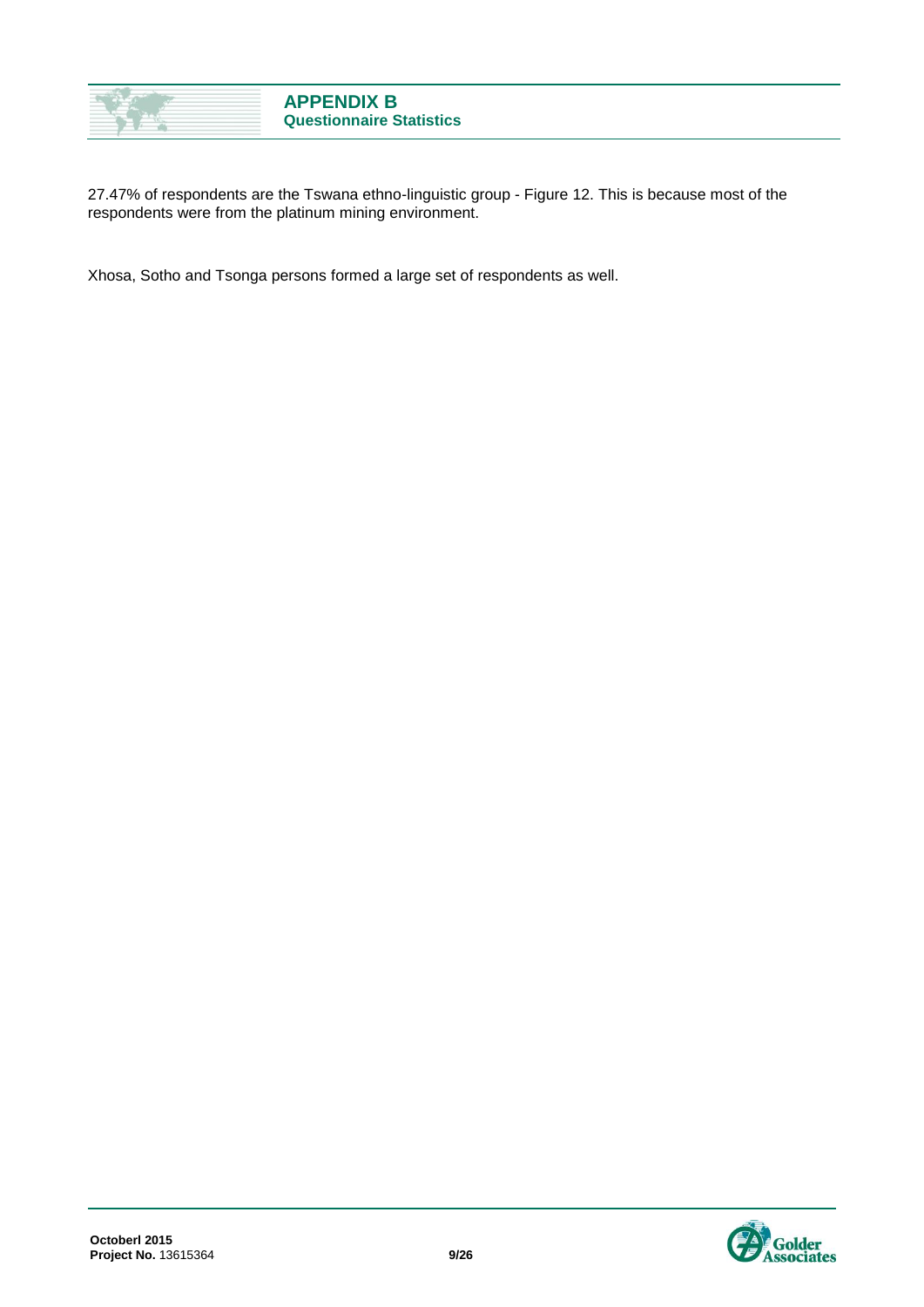27.47% of respondents are the Tswana ethno-linguistic group - Figure 12. This is because most of the respondents were from the platinum mining environment.

Xhosa, Sotho and Tsonga persons formed a large set of respondents as well.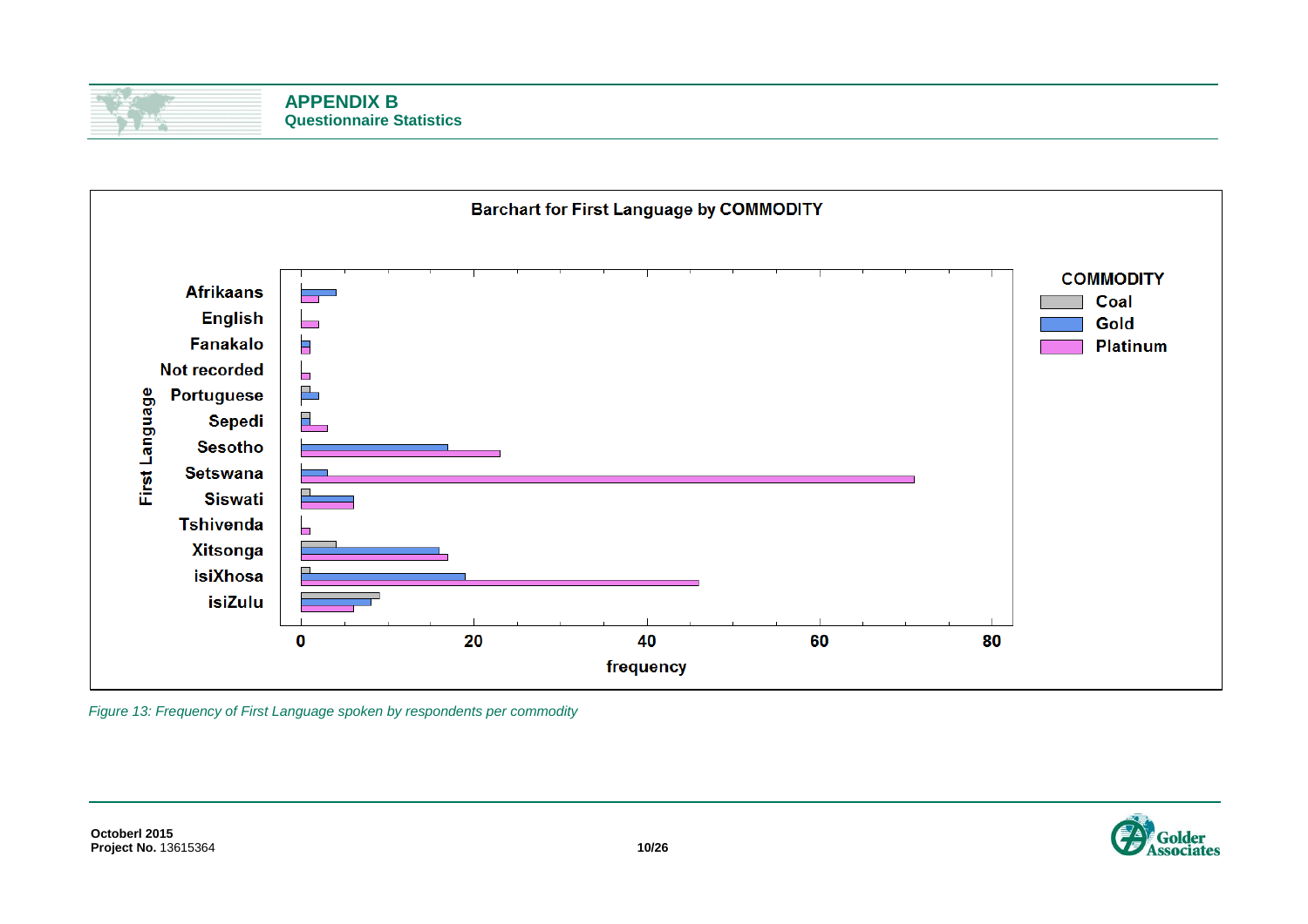## APPENDIX B
### Questionnaire Statistics

*Figure 13: Frequency of First Language spoken by respondents per commodity*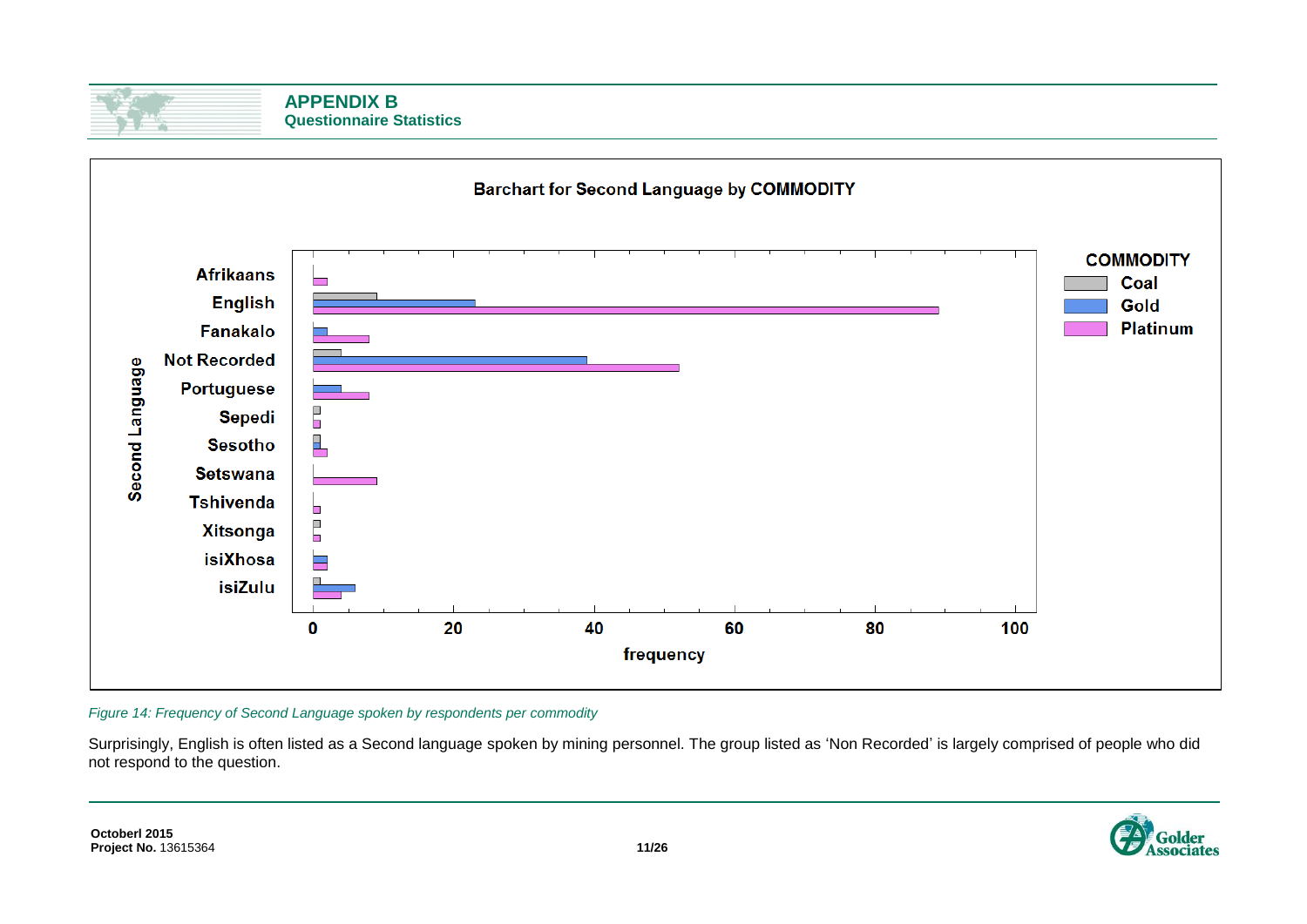# APPENDIX B

## Questionnaire Statistics

**Barchart for Second Language by COMMODITY**

*Figure 14: Frequency of Second Language spoken by respondents per commodity*

Surprisingly, English is often listed as a Second language spoken by mining personnel. The group listed as 'Non Recorded' is largely comprised of people who did not respond to the question.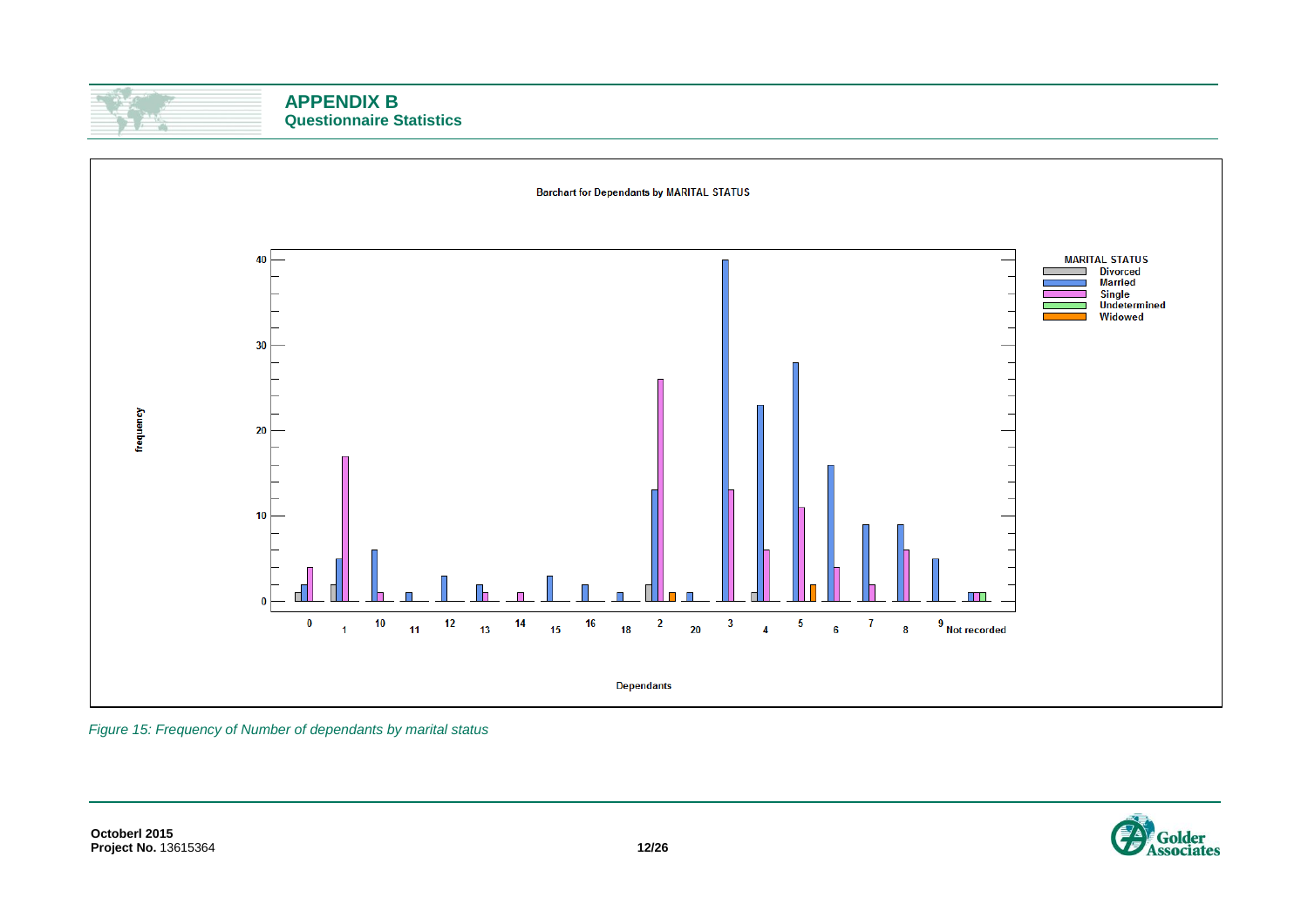## APPENDIX B
### Questionnaire Statistics

**Barchart for Dependants by MARITAL STATUS**

*Figure 15: Frequency of Number of dependants by marital status*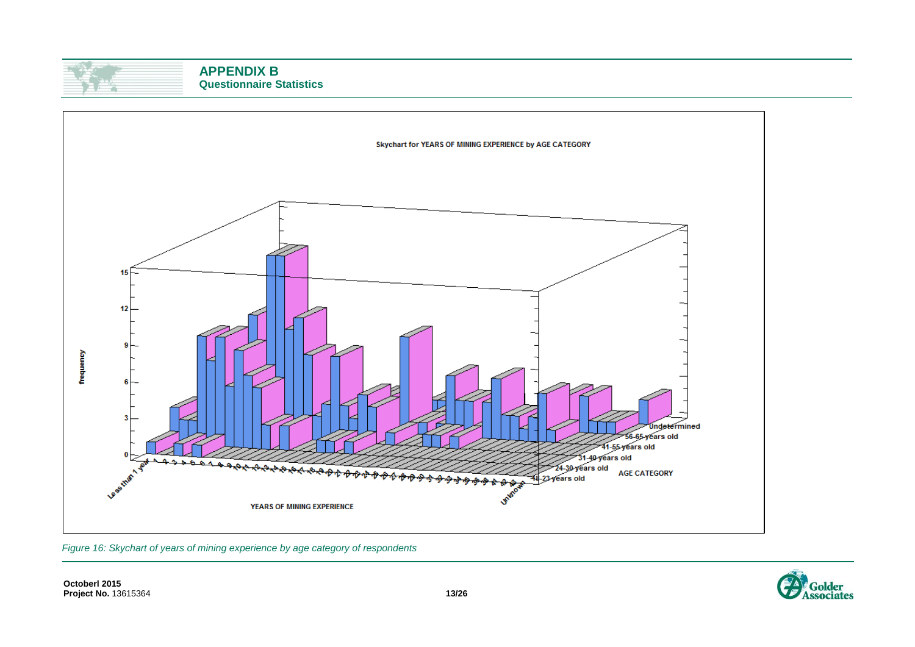## APPENDIX B
### Questionnaire Statistics

Skychart for YEARS OF MINING EXPERIENCE by AGE CATEGORY

*Figure 16: Skychart of years of mining experience by age category of respondents*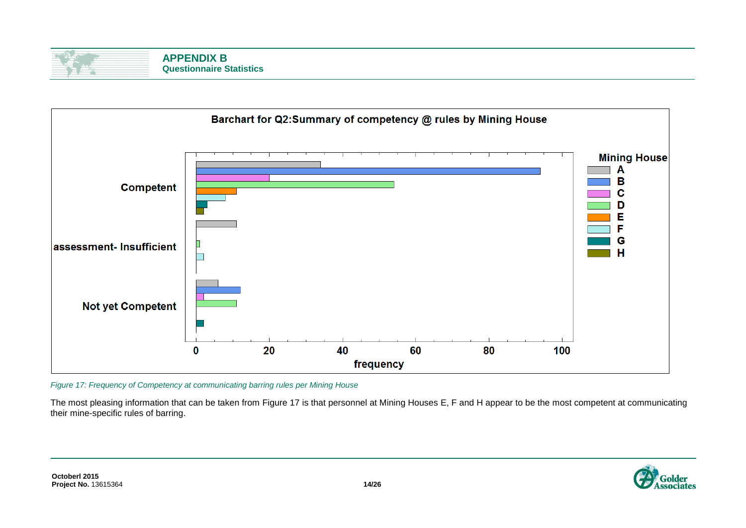Figure 17: Frequency of Competency at communicating barring rules per Mining House

The most pleasing information that can be taken from Figure 17 is that personnel at Mining Houses E, F and H appear to be the most competent at communicating their mine-specific rules of barring.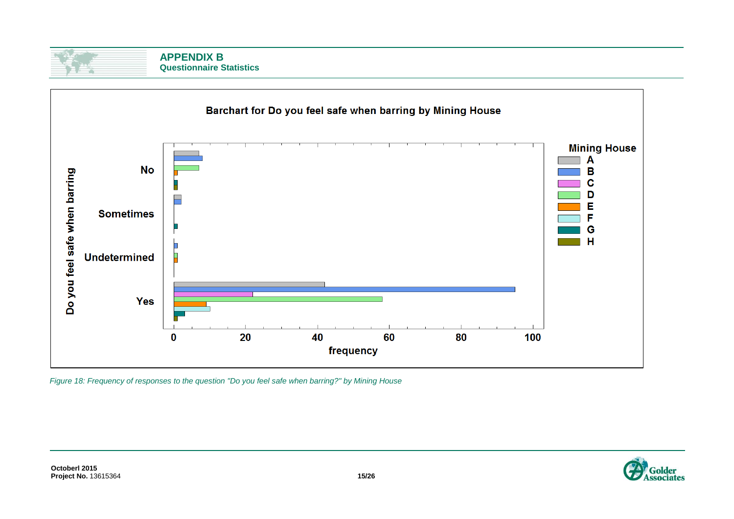# APPENDIX B

## Questionnaire Statistics

**Barchart for Do you feel safe when barring by Mining House**

*Figure 18: Frequency of responses to the question "Do you feel safe when barring?" by Mining House*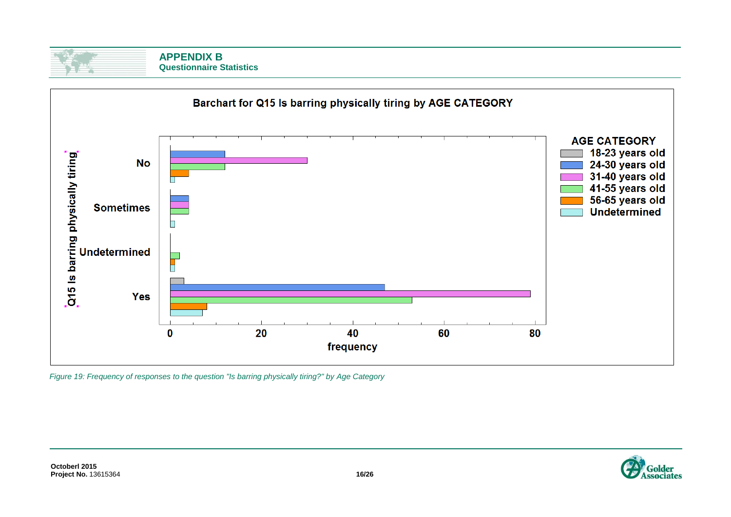## APPENDIX B
### Questionnaire Statistics

**Barchart for Q15 Is barring physically tiring by AGE CATEGORY**

*Figure 19: Frequency of responses to the question "Is barring physically tiring?" by Age Category*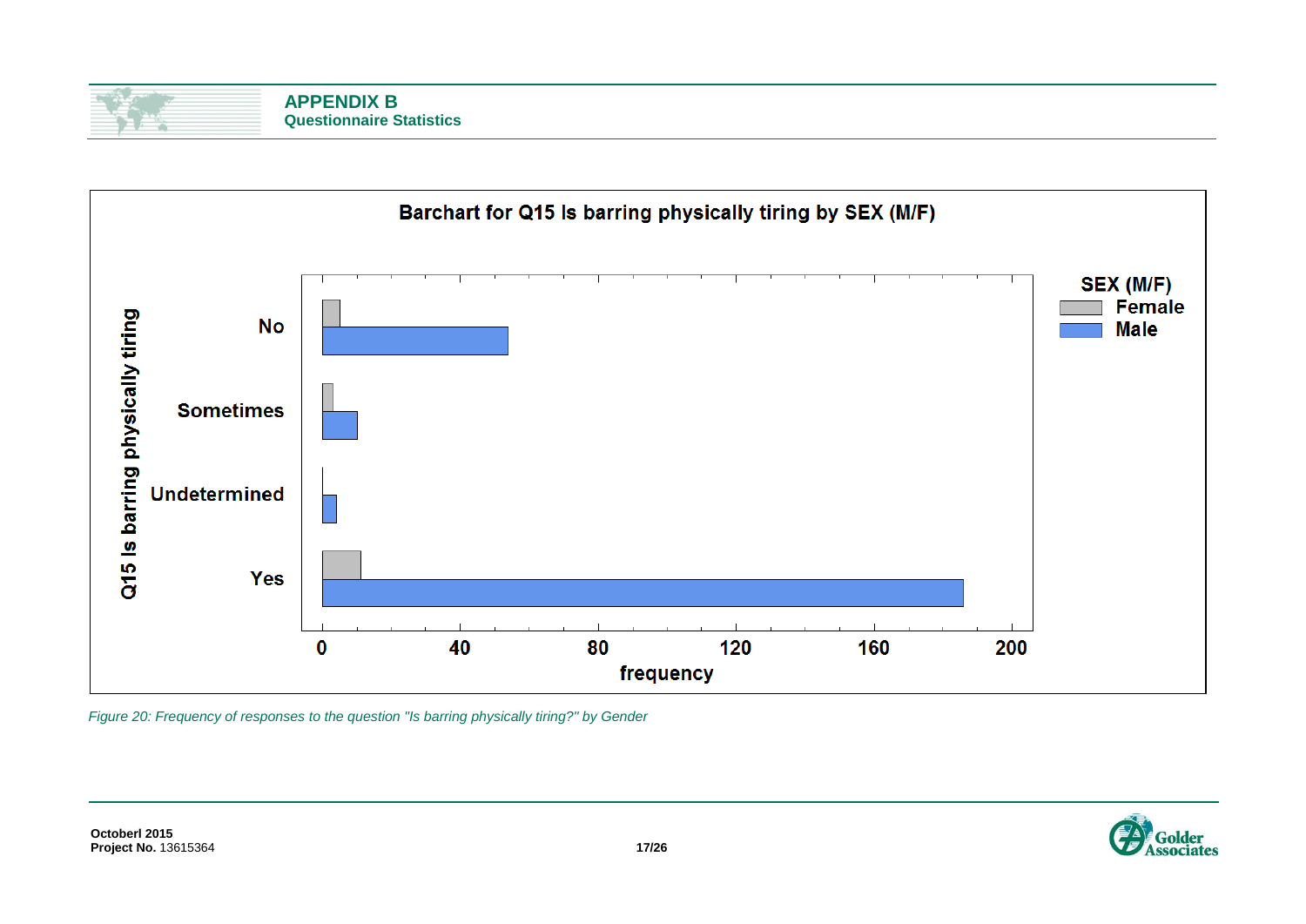**Barchart for Q15 Is barring physically tiring by SEX (M/F)**

*Figure 20: Frequency of responses to the question "Is barring physically tiring?" by Gender*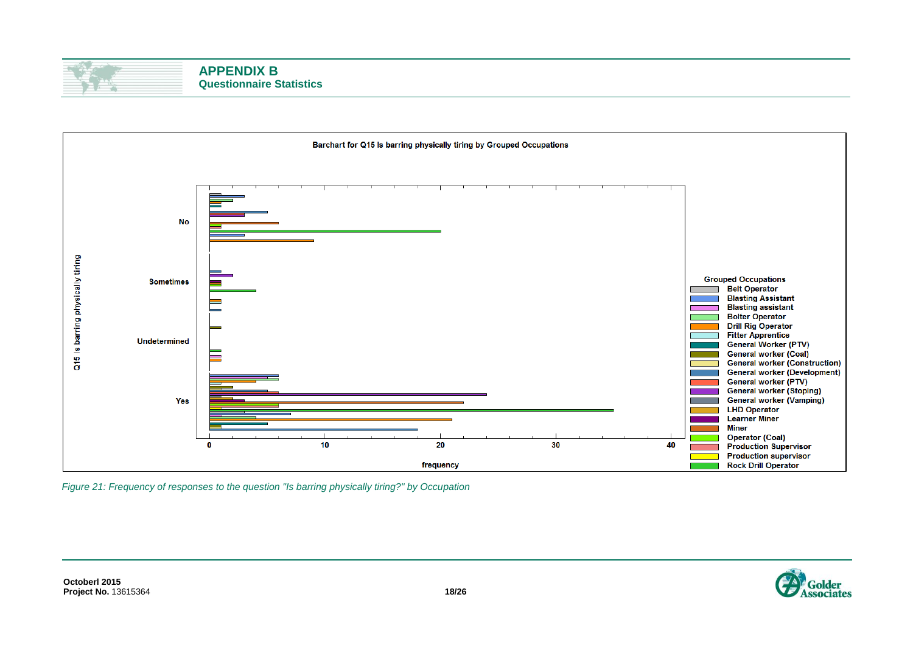## APPENDIX B
### Questionnaire Statistics

**Barchart for Q15 Is barring physically tiring by Grouped Occupations**

Q15 Is barring physically tiring: No, Sometimes, Undetermined, Yes

frequency: 0, 10, 20, 30, 40

**Grouped Occupations**
- Belt Operator
- Blasting Assistant
- Blasting assistant
- Bolter Operator
- Drill Rig Operator
- Fitter Apprentice
- General Worker (PTV)
- General worker (Coal)
- General worker (Construction)
- General worker (Development)
- General worker (PTV)
- General worker (Stoping)
- General worker (Vamping)
- LHD Operator
- Learner Miner
- Miner
- Operator (Coal)
- Production Supervisor
- Production supervisor
- Rock Drill Operator

*Figure 21: Frequency of responses to the question "Is barring physically tiring?" by Occupation*

**Octoberl 2015**
**Project No.** 13615364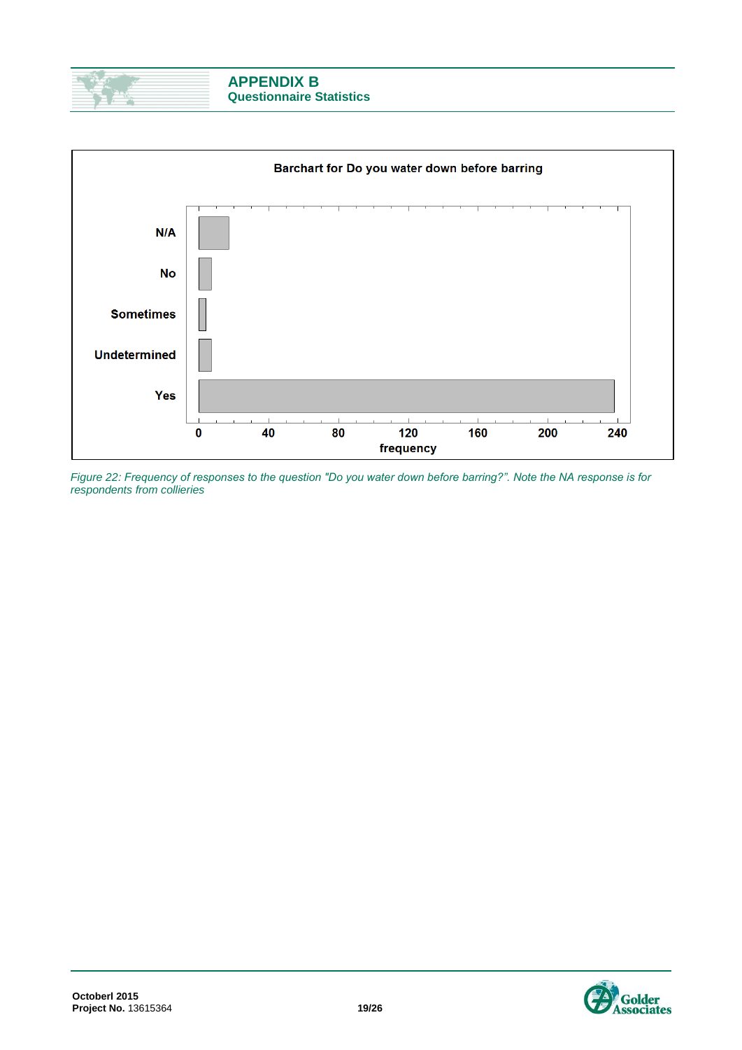Barchart for Do you water down before barring

| Response | Frequency |
|---|---|
| N/A | |
| No | |
| Sometimes | |
| Undetermined | |
| Yes | |

frequency: 0, 40, 80, 120, 160, 200, 240

*Figure 22: Frequency of responses to the question "Do you water down before barring?". Note the NA response is for respondents from collieries*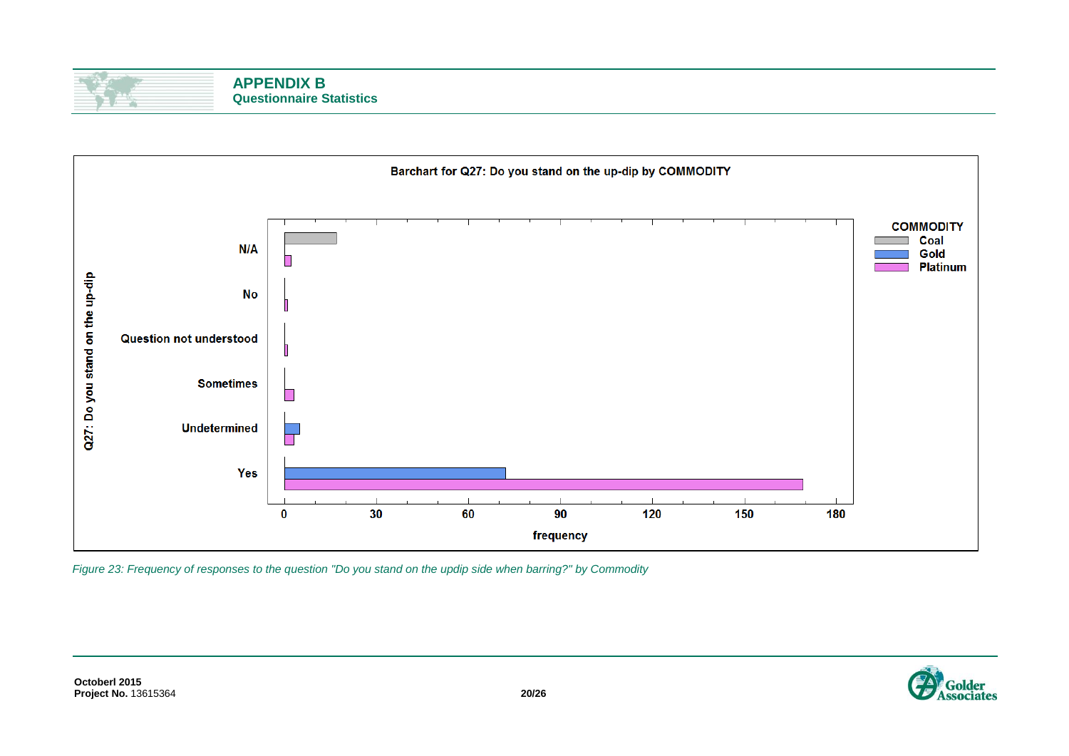## APPENDIX B

### Questionnaire Statistics

**Barchart for Q27: Do you stand on the up-dip by COMMODITY**

*Figure 23: Frequency of responses to the question "Do you stand on the updip side when barring?" by Commodity*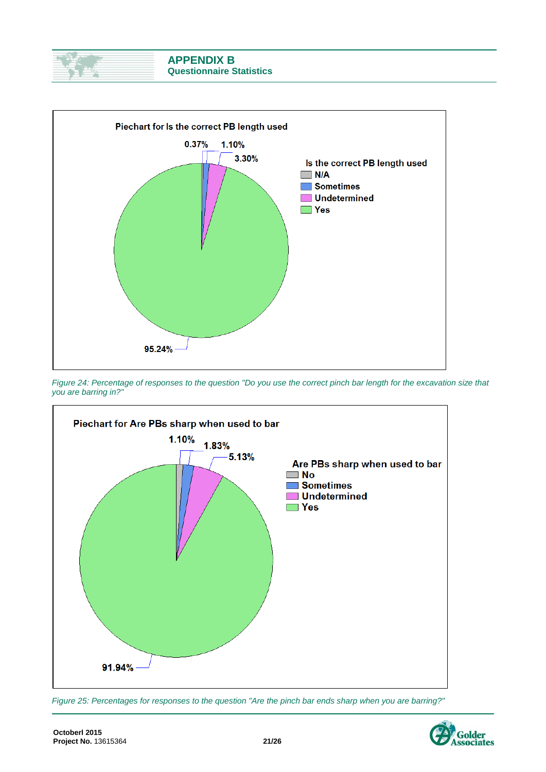## APPENDIX B
### Questionnaire Statistics

**Piechart for Is the correct PB length used**

Is the correct PB length used
- N/A: 0.37%
- Sometimes: 1.10%
- Undetermined: 3.30%
- Yes: 95.24%

*Figure 24: Percentage of responses to the question "Do you use the correct pinch bar length for the excavation size that you are barring in?"*

**Piechart for Are PBs sharp when used to bar**

Are PBs sharp when used to bar
- No: 1.10%
- Sometimes: 1.83%
- Undetermined: 5.13%
- Yes: 91.94%

*Figure 25: Percentages for responses to the question "Are the pinch bar ends sharp when you are barring?"*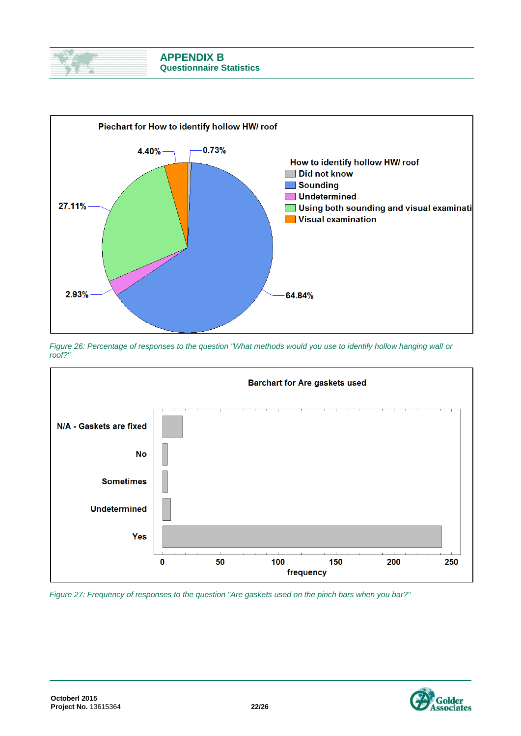# APPENDIX B
## Questionnaire Statistics

**Piechart for How to identify hollow HW/ roof**

How to identify hollow HW/ roof

| Response | Percentage |
|---|---|
| Did not know | 0.73% |
| Sounding | 64.84% |
| Undetermined | 2.93% |
| Using both sounding and visual examinati | 27.11% |
| Visual examination | 4.40% |

*Figure 26: Percentage of responses to the question "What methods would you use to identify hollow hanging wall or roof?"*

**Barchart for Are gaskets used**

Categories: N/A - Gaskets are fixed; No; Sometimes; Undetermined; Yes

frequency (axis: 0, 50, 100, 150, 200, 250)

*Figure 27: Frequency of responses to the question "Are gaskets used on the pinch bars when you bar?"*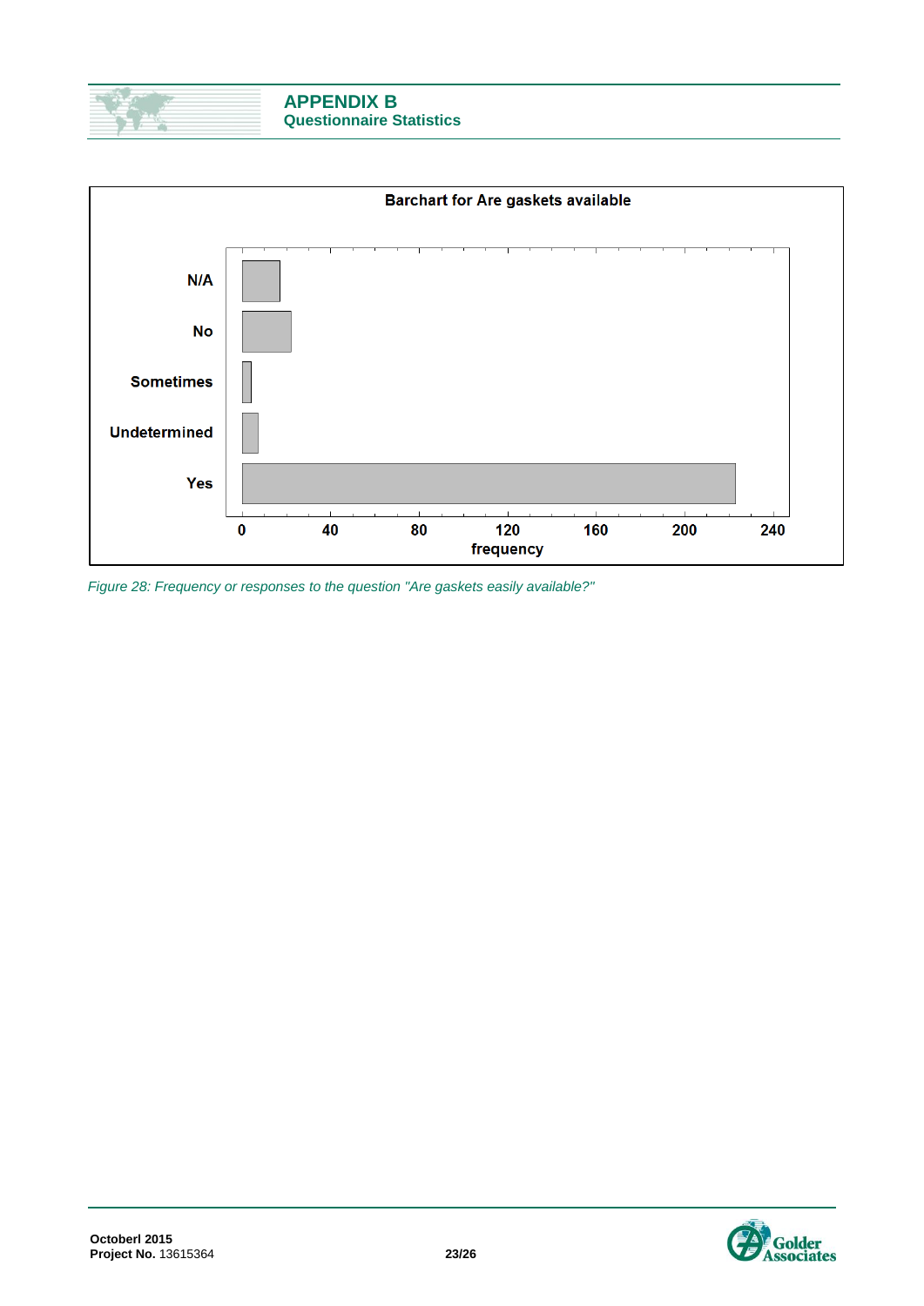# APPENDIX B
## Questionnaire Statistics

**Barchart for Are gaskets available**

| Response | frequency |
|---|---|
| N/A | ~17 |
| No | ~22 |
| Sometimes | ~4 |
| Undetermined | ~7 |
| Yes | ~223 |

*Figure 28: Frequency or responses to the question "Are gaskets easily available?"*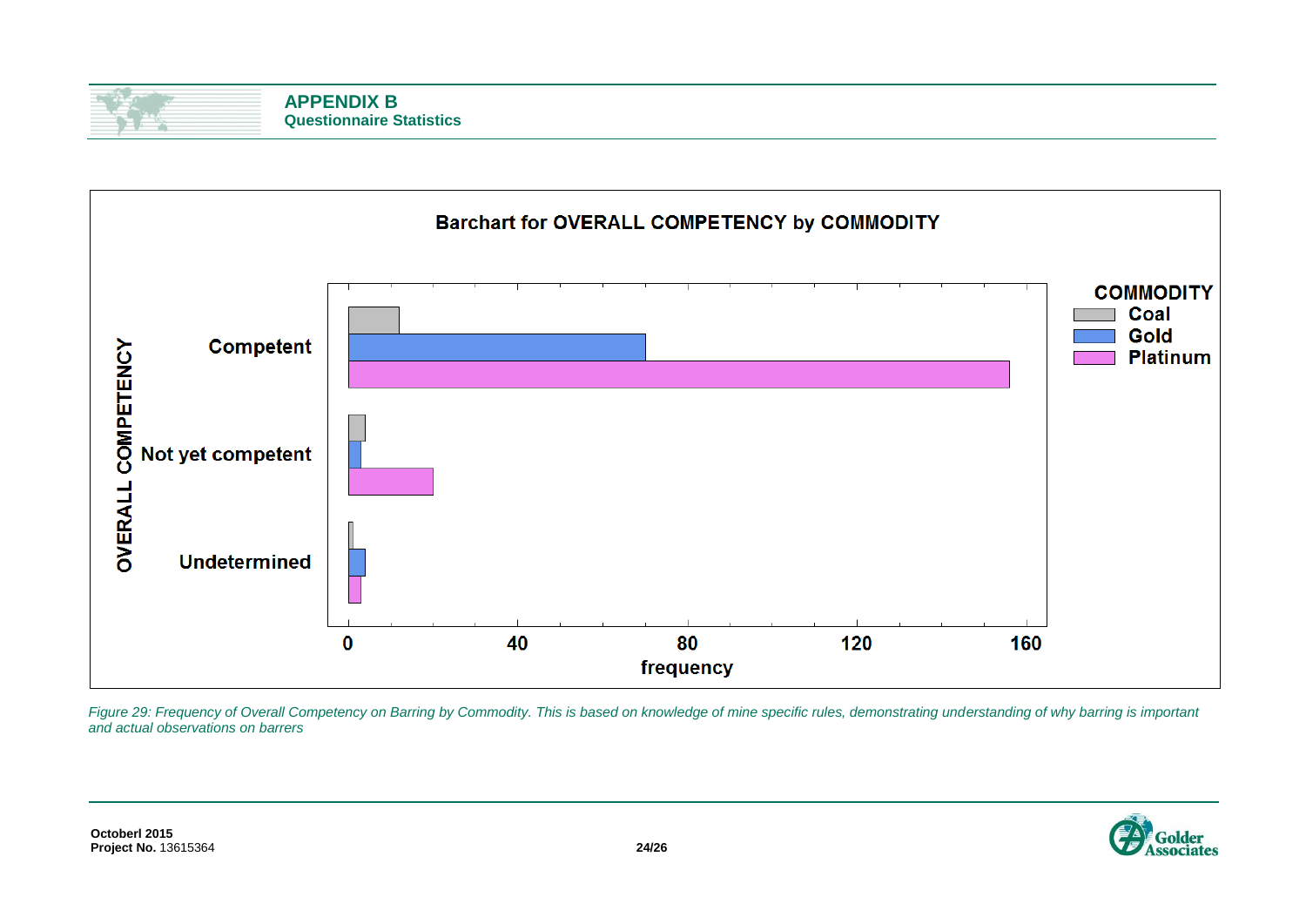## APPENDIX B
### Questionnaire Statistics

**Barchart for OVERALL COMPETENCY by COMMODITY**

*Figure 29: Frequency of Overall Competency on Barring by Commodity. This is based on knowledge of mine specific rules, demonstrating understanding of why barring is important and actual observations on barrers*

**Octoberl 2015**
**Project No.** 13615364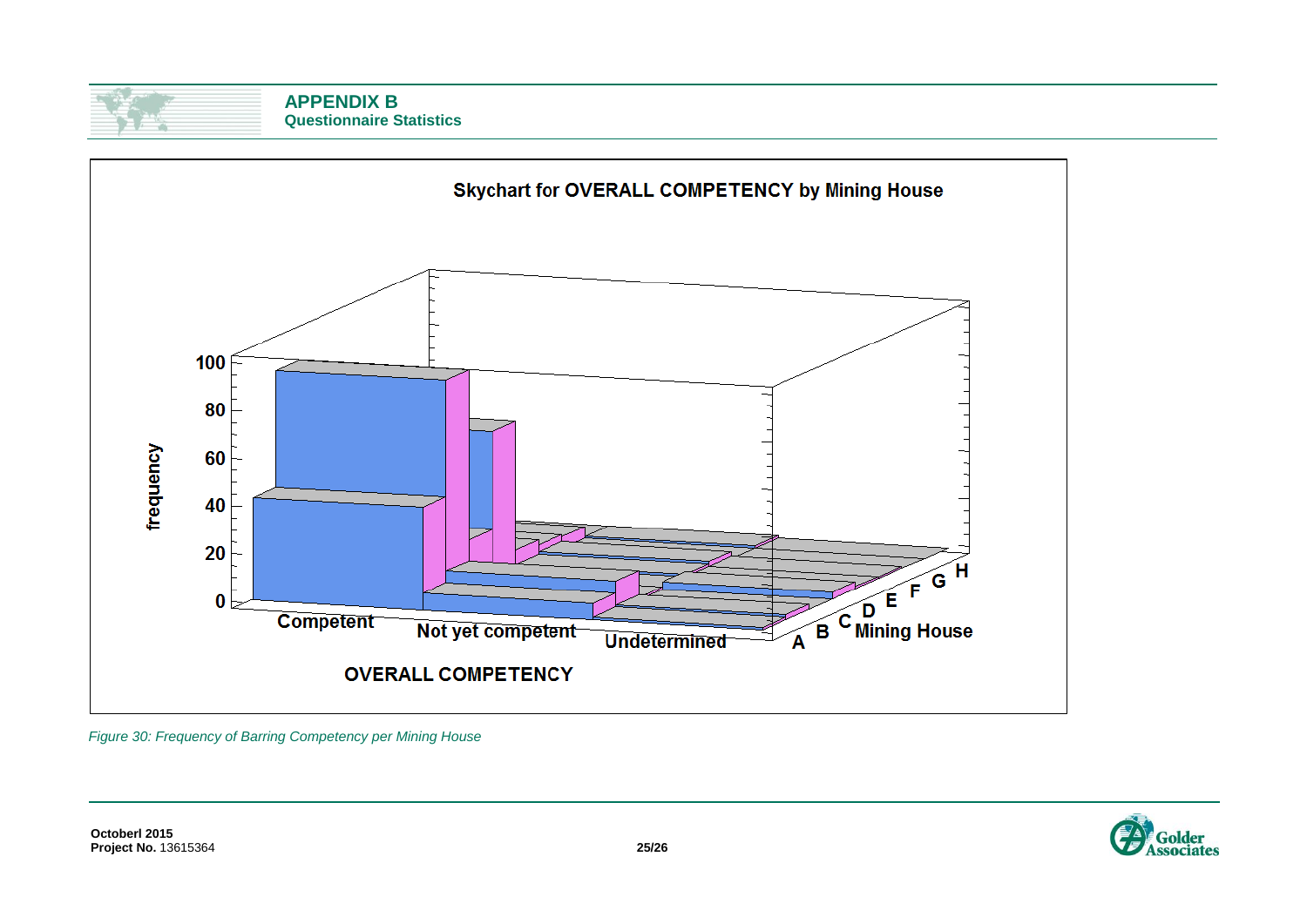## APPENDIX B
### Questionnaire Statistics

Skychart for OVERALL COMPETENCY by Mining House

frequency

100
80
60
40
20
0

Competent | Not yet competent | Undetermined

OVERALL COMPETENCY

A B C D E F G H Mining House

*Figure 30: Frequency of Barring Competency per Mining House*

**Octoberl 2015**
**Project No.** 13615364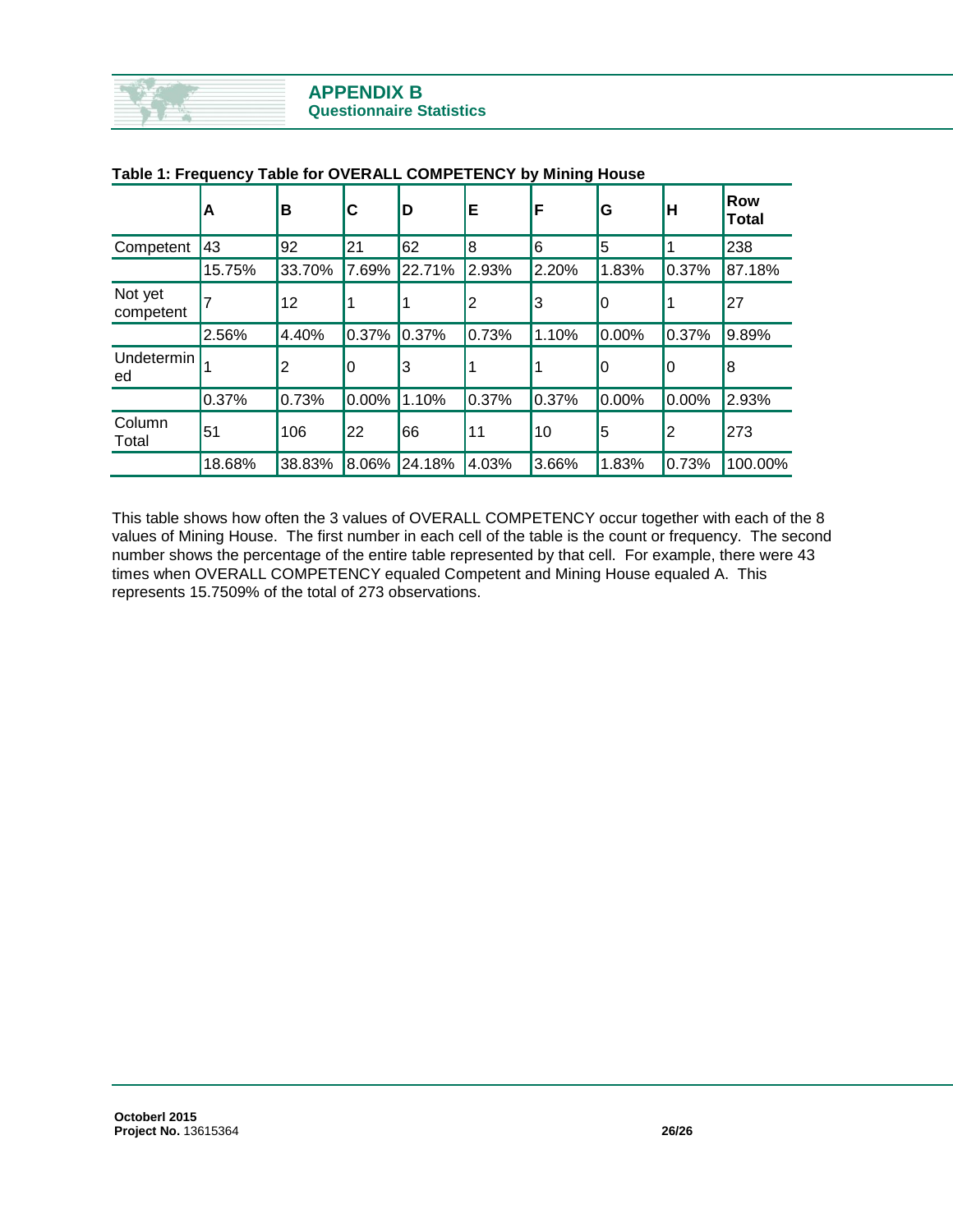# APPENDIX B
## Questionnaire Statistics

**Table 1: Frequency Table for OVERALL COMPETENCY by Mining House**

| | A | B | C | D | E | F | G | H | Row Total |
|---|---|---|---|---|---|---|---|---|---|
| Competent | 43 | 92 | 21 | 62 | 8 | 6 | 5 | 1 | 238 |
| | 15.75% | 33.70% | 7.69% | 22.71% | 2.93% | 2.20% | 1.83% | 0.37% | 87.18% |
| Not yet competent | 7 | 12 | 1 | 1 | 2 | 3 | 0 | 1 | 27 |
| | 2.56% | 4.40% | 0.37% | 0.37% | 0.73% | 1.10% | 0.00% | 0.37% | 9.89% |
| Undetermined | 1 | 2 | 0 | 3 | 1 | 1 | 0 | 0 | 8 |
| | 0.37% | 0.73% | 0.00% | 1.10% | 0.37% | 0.37% | 0.00% | 0.00% | 2.93% |
| Column Total | 51 | 106 | 22 | 66 | 11 | 10 | 5 | 2 | 273 |
| | 18.68% | 38.83% | 8.06% | 24.18% | 4.03% | 3.66% | 1.83% | 0.73% | 100.00% |

This table shows how often the 3 values of OVERALL COMPETENCY occur together with each of the 8 values of Mining House. The first number in each cell of the table is the count or frequency. The second number shows the percentage of the entire table represented by that cell. For example, there were 43 times when OVERALL COMPETENCY equaled Competent and Mining House equaled A. This represents 15.7509% of the total of 273 observations.

**Octoberl 2015**
**Project No.** 13615364